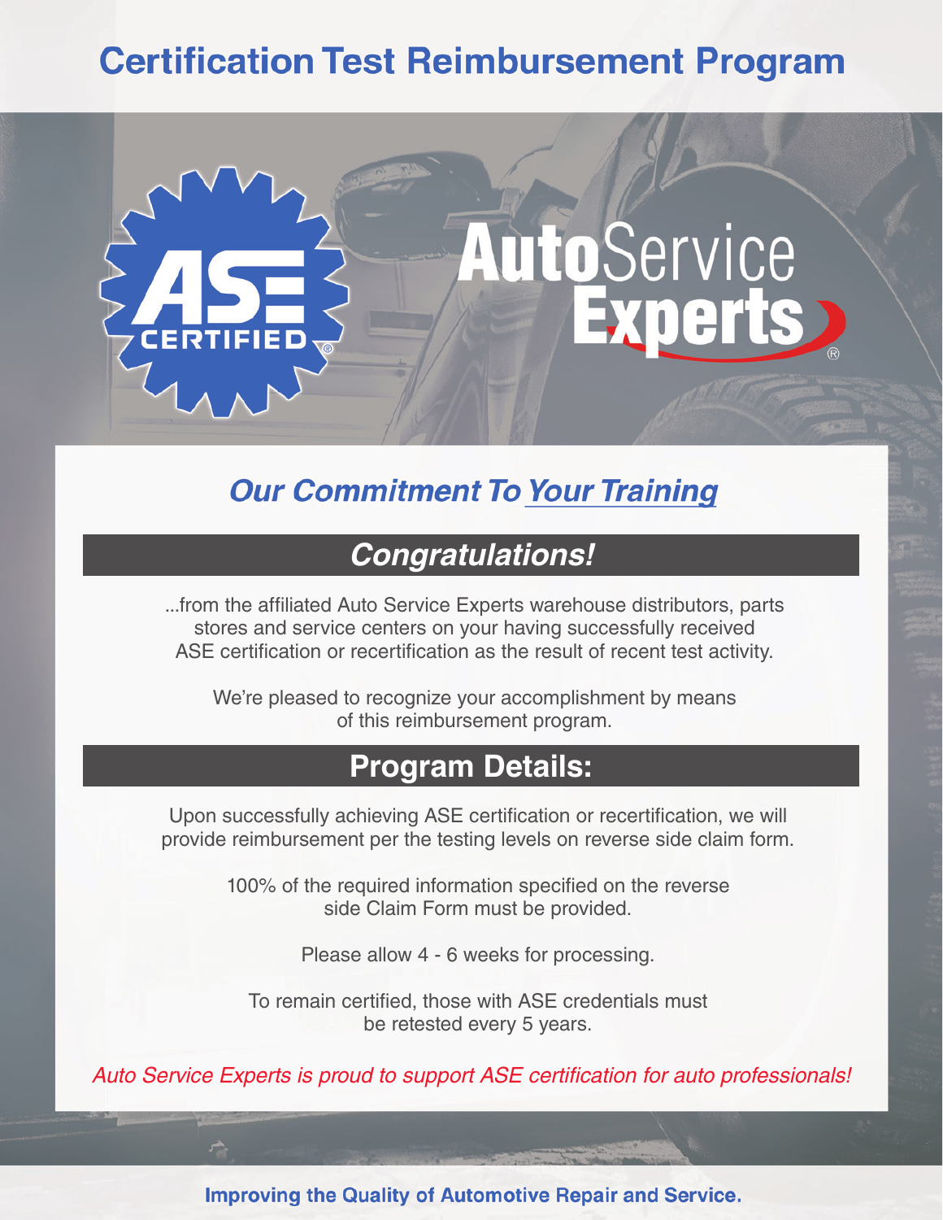# Certification Test Reimbursement Program

ASE CERTIFIED

AutoService Experts

## *Our Commitment To Your Training*

## *Congratulations!*

...from the affiliated Auto Service Experts warehouse distributors, parts stores and service centers on your having successfully received ASE certification or recertification as the result of recent test activity.

We're pleased to recognize your accomplishment by means of this reimbursement program.

## Program Details:

Upon successfully achieving ASE certification or recertification, we will provide reimbursement per the testing levels on reverse side claim form.

100% of the required information specified on the reverse side Claim Form must be provided.

Please allow 4 - 6 weeks for processing.

To remain certified, those with ASE credentials must be retested every 5 years.

*Auto Service Experts is proud to support ASE certification for auto professionals!*

**Improving the Quality of Automotive Repair and Service.**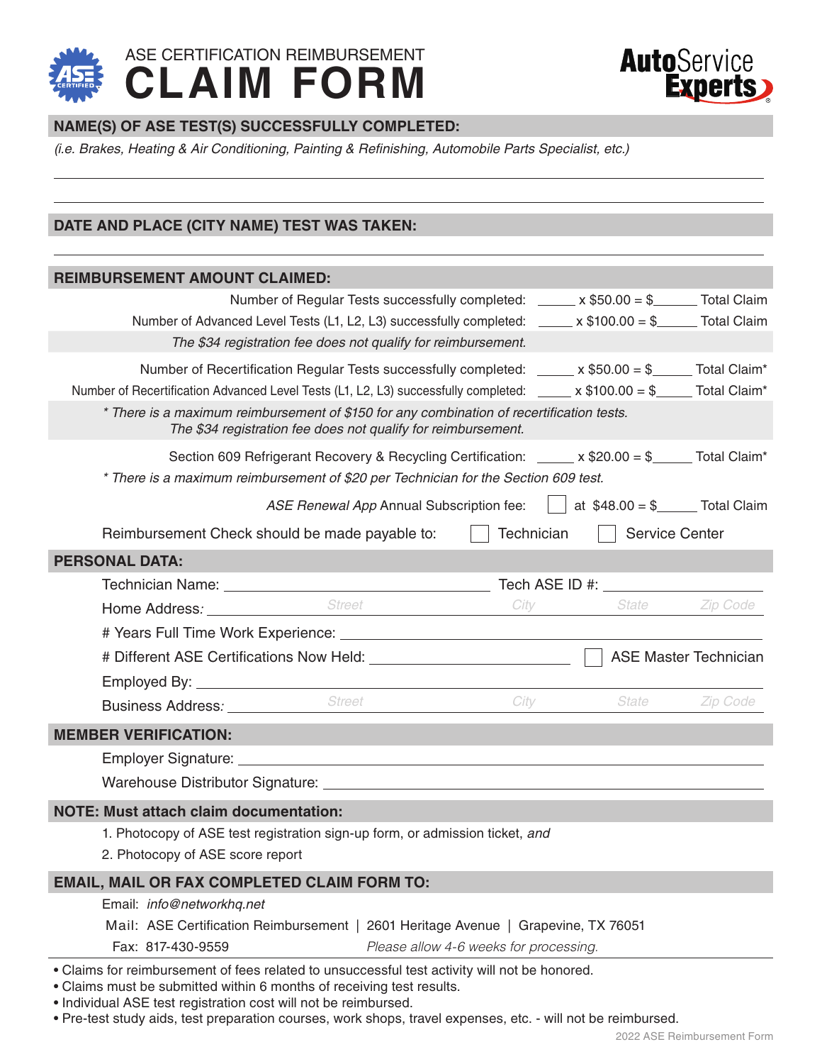ASE CERTIFICATION REIMBURSEMENT

# CLAIM FORM

AutoService Experts

## NAME(S) OF ASE TEST(S) SUCCESSFULLY COMPLETED:

*(i.e. Brakes, Heating & Air Conditioning, Painting & Refinishing, Automobile Parts Specialist, etc.)*

______________________________________________________________________

______________________________________________________________________

## DATE AND PLACE (CITY NAME) TEST WAS TAKEN:

______________________________________________________________________

## REIMBURSEMENT AMOUNT CLAIMED:

Number of Regular Tests successfully completed: _____ x $50.00 = $______ Total Claim

Number of Advanced Level Tests (L1, L2, L3) successfully completed: _____ x $100.00 = $______ Total Claim

*The $34 registration fee does not qualify for reimbursement.*

Number of Recertification Regular Tests successfully completed: _____ x $50.00 = $______ Total Claim*

Number of Recertification Advanced Level Tests (L1, L2, L3) successfully completed: _____ x $100.00 = $______ Total Claim*

*\* There is a maximum reimbursement of $150 for any combination of recertification tests.*
*The $34 registration fee does not qualify for reimbursement.*

Section 609 Refrigerant Recovery & Recycling Certification: _____ x $20.00 = $______ Total Claim*

*\* There is a maximum reimbursement of $20 per Technician for the Section 609 test.*

*ASE Renewal App* Annual Subscription fee: ☐ at $48.00 = $______ Total Claim

Reimbursement Check should be made payable to: ☐ Technician ☐ Service Center

## PERSONAL DATA:

Technician Name: ______________________ Tech ASE ID #: ______________

Home Address: ______ Street ______ City ______ State ______ Zip Code

\# Years Full Time Work Experience: ______________________

\# Different ASE Certifications Now Held: ______________ ☐ ASE Master Technician

Employed By: ______________________

Business Address: ______ Street ______ City ______ State ______ Zip Code

## MEMBER VERIFICATION:

Employer Signature: ______________________

Warehouse Distributor Signature: ______________________

## NOTE: Must attach claim documentation:

1. Photocopy of ASE test registration sign-up form, or admission ticket, *and*
2. Photocopy of ASE score report

## EMAIL, MAIL OR FAX COMPLETED CLAIM FORM TO:

Email: *info@networkhq.net*

Mail: ASE Certification Reimbursement | 2601 Heritage Avenue | Grapevine, TX 76051

Fax: 817-430-9559 *Please allow 4-6 weeks for processing.*

- Claims for reimbursement of fees related to unsuccessful test activity will not be honored.
- Claims must be submitted within 6 months of receiving test results.
- Individual ASE test registration cost will not be reimbursed.
- Pre-test study aids, test preparation courses, work shops, travel expenses, etc. - will not be reimbursed.

2022 ASE Reimbursement Form